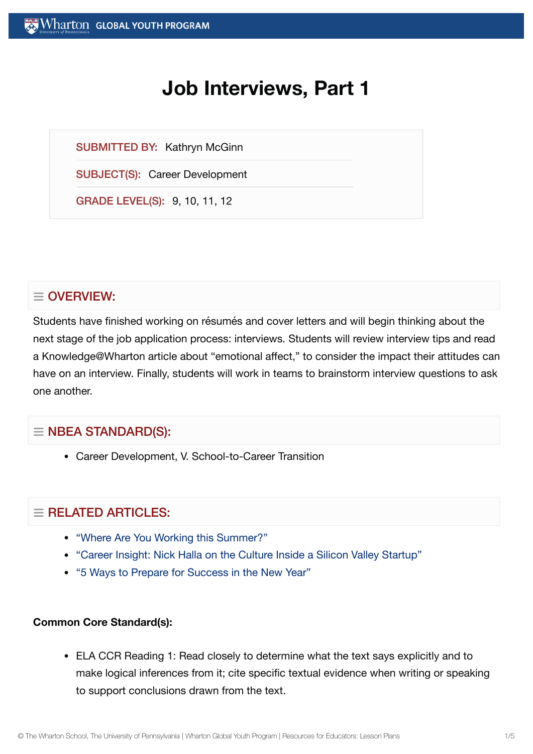# Job Interviews, Part 1

SUBMITTED BY: Kathryn McGinn

SUBJECT(S): Career Development

GRADE LEVEL(S): 9, 10, 11, 12

## ≡ OVERVIEW:

Students have finished working on résumés and cover letters and will begin thinking about the next stage of the job application process: interviews. Students will review interview tips and read a Knowledge@Wharton article about "emotional affect," to consider the impact their attitudes can have on an interview. Finally, students will work in teams to brainstorm interview questions to ask one another.

## ≡ NBEA STANDARD(S):

- Career Development, V. School-to-Career Transition

## ≡ RELATED ARTICLES:

- "Where Are You Working this Summer?"
- "Career Insight: Nick Halla on the Culture Inside a Silicon Valley Startup"
- "5 Ways to Prepare for Success in the New Year"

**Common Core Standard(s):**

- ELA CCR Reading 1: Read closely to determine what the text says explicitly and to make logical inferences from it; cite specific textual evidence when writing or speaking to support conclusions drawn from the text.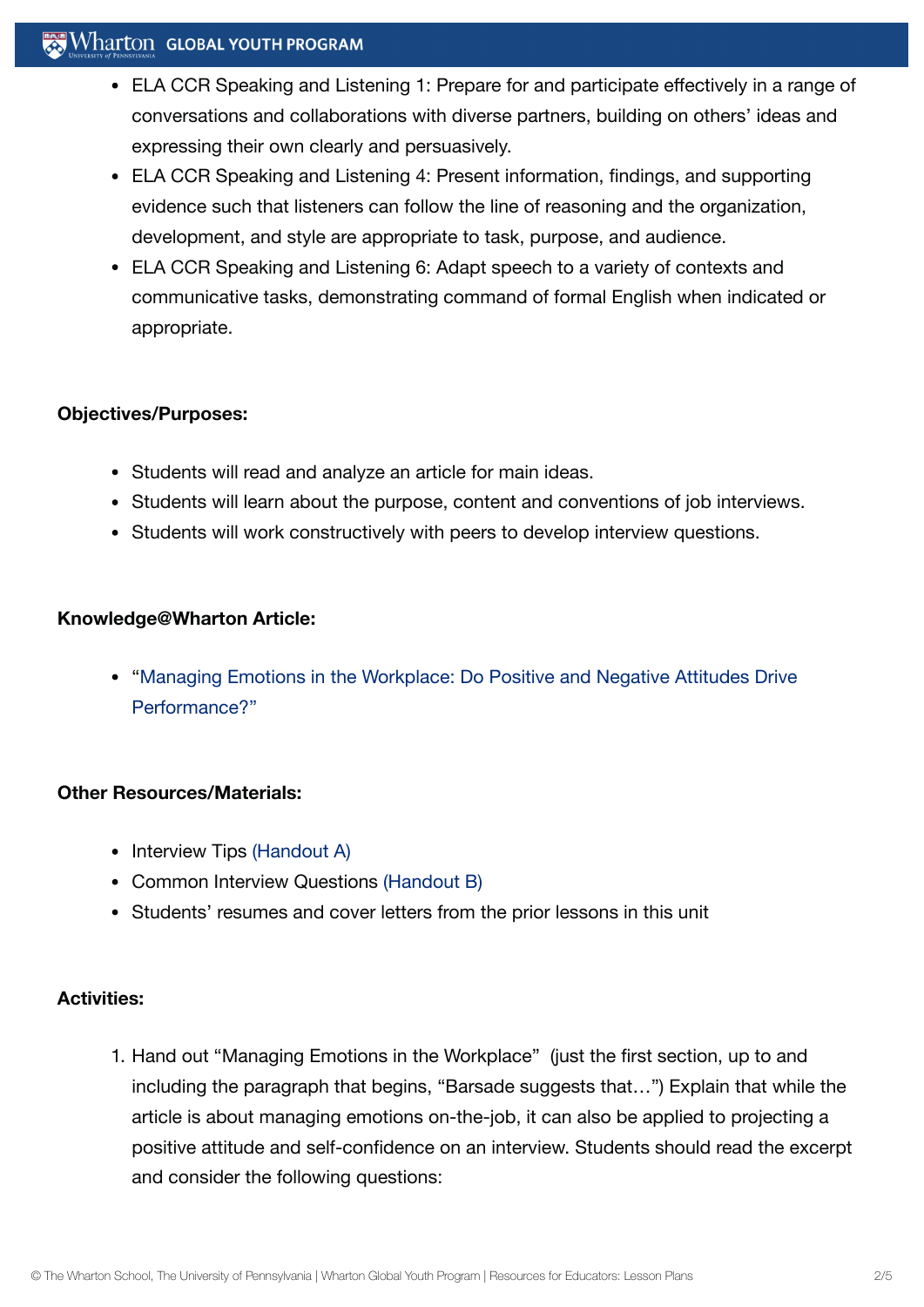- ELA CCR Speaking and Listening 1: Prepare for and participate effectively in a range of conversations and collaborations with diverse partners, building on others' ideas and expressing their own clearly and persuasively.
- ELA CCR Speaking and Listening 4: Present information, findings, and supporting evidence such that listeners can follow the line of reasoning and the organization, development, and style are appropriate to task, purpose, and audience.
- ELA CCR Speaking and Listening 6: Adapt speech to a variety of contexts and communicative tasks, demonstrating command of formal English when indicated or appropriate.

**Objectives/Purposes:**

- Students will read and analyze an article for main ideas.
- Students will learn about the purpose, content and conventions of job interviews.
- Students will work constructively with peers to develop interview questions.

**Knowledge@Wharton Article:**

- "Managing Emotions in the Workplace: Do Positive and Negative Attitudes Drive Performance?"

**Other Resources/Materials:**

- Interview Tips (Handout A)
- Common Interview Questions (Handout B)
- Students' resumes and cover letters from the prior lessons in this unit

**Activities:**

1. Hand out "Managing Emotions in the Workplace" (just the first section, up to and including the paragraph that begins, "Barsade suggests that…") Explain that while the article is about managing emotions on-the-job, it can also be applied to projecting a positive attitude and self-confidence on an interview. Students should read the excerpt and consider the following questions: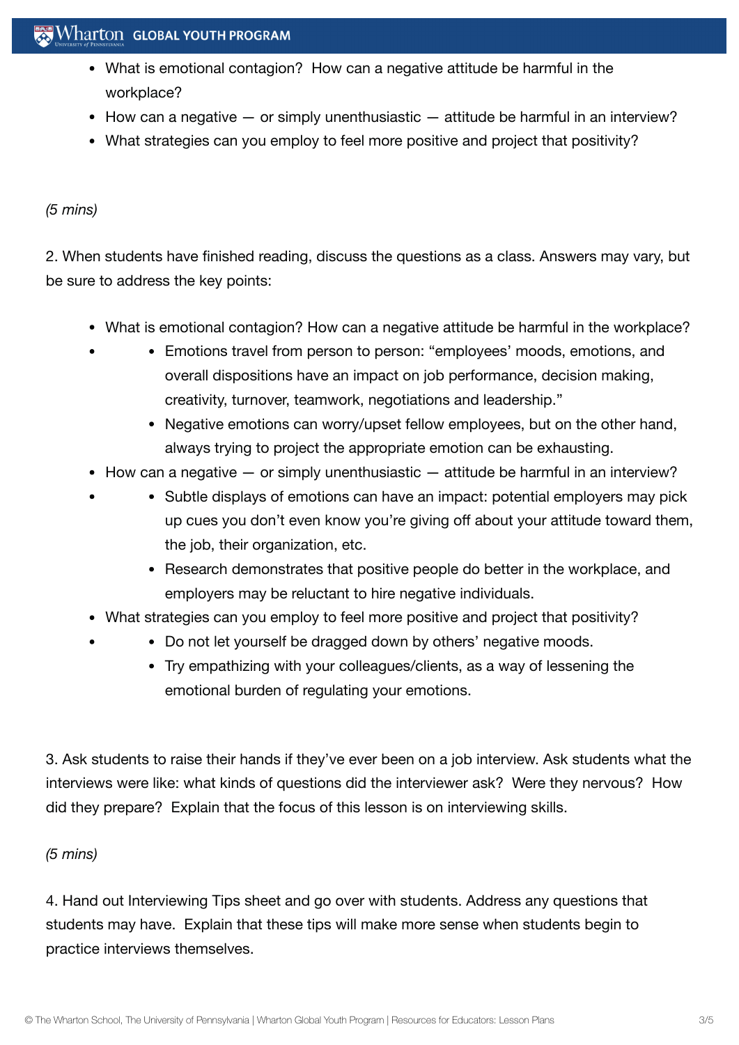- What is emotional contagion? How can a negative attitude be harmful in the workplace?
- How can a negative — or simply unenthusiastic — attitude be harmful in an interview?
- What strategies can you employ to feel more positive and project that positivity?

*(5 mins)*

2. When students have finished reading, discuss the questions as a class. Answers may vary, but be sure to address the key points:

- What is emotional contagion? How can a negative attitude be harmful in the workplace?
  - Emotions travel from person to person: "employees' moods, emotions, and overall dispositions have an impact on job performance, decision making, creativity, turnover, teamwork, negotiations and leadership."
  - Negative emotions can worry/upset fellow employees, but on the other hand, always trying to project the appropriate emotion can be exhausting.
- How can a negative — or simply unenthusiastic — attitude be harmful in an interview?
  - Subtle displays of emotions can have an impact: potential employers may pick up cues you don't even know you're giving off about your attitude toward them, the job, their organization, etc.
  - Research demonstrates that positive people do better in the workplace, and employers may be reluctant to hire negative individuals.
- What strategies can you employ to feel more positive and project that positivity?
  - Do not let yourself be dragged down by others' negative moods.
  - Try empathizing with your colleagues/clients, as a way of lessening the emotional burden of regulating your emotions.

3. Ask students to raise their hands if they've ever been on a job interview. Ask students what the interviews were like: what kinds of questions did the interviewer ask? Were they nervous? How did they prepare? Explain that the focus of this lesson is on interviewing skills.

*(5 mins)*

4. Hand out Interviewing Tips sheet and go over with students. Address any questions that students may have. Explain that these tips will make more sense when students begin to practice interviews themselves.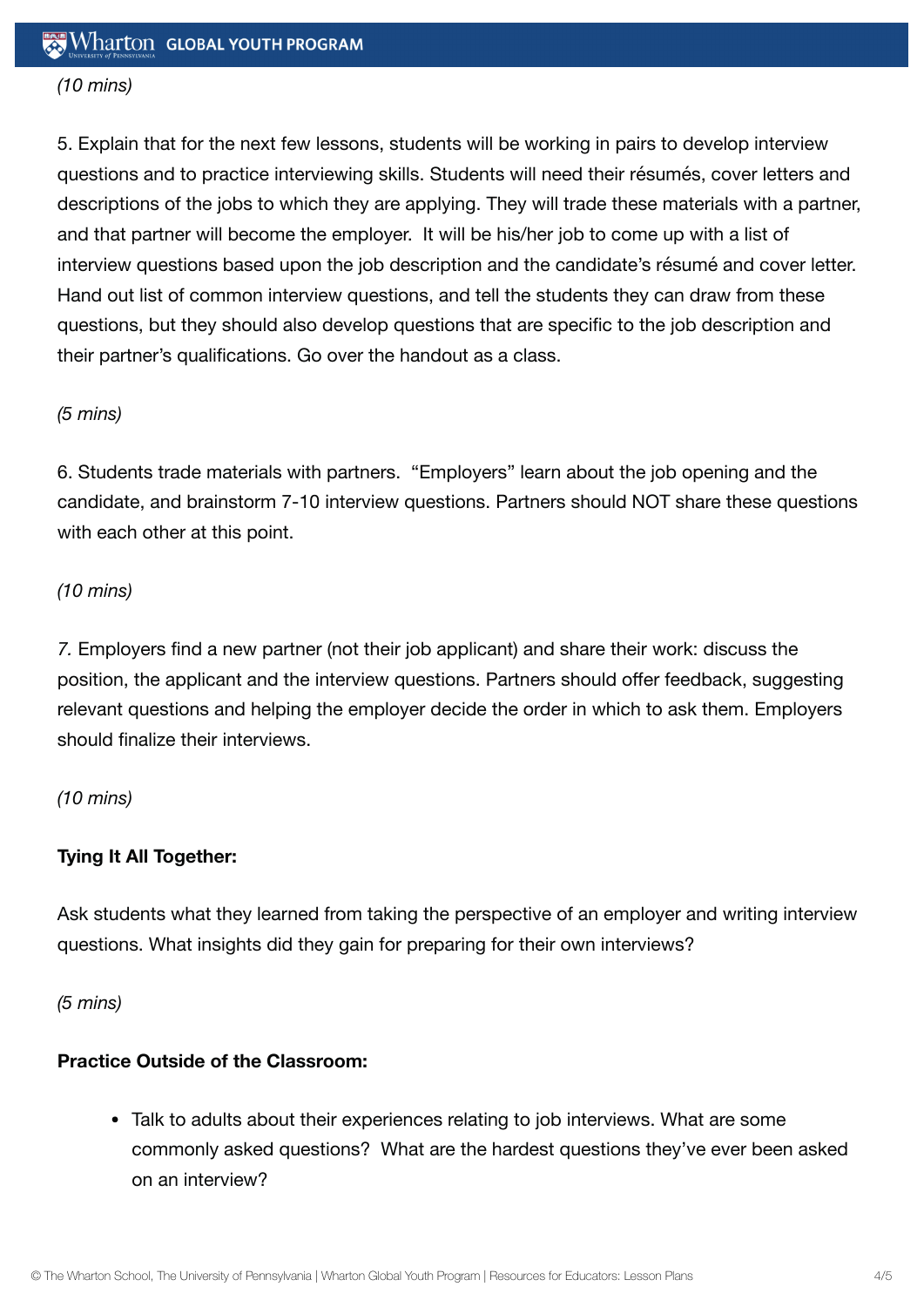*(10 mins)*

5. Explain that for the next few lessons, students will be working in pairs to develop interview questions and to practice interviewing skills. Students will need their résumés, cover letters and descriptions of the jobs to which they are applying. They will trade these materials with a partner, and that partner will become the employer. It will be his/her job to come up with a list of interview questions based upon the job description and the candidate's résumé and cover letter. Hand out list of common interview questions, and tell the students they can draw from these questions, but they should also develop questions that are specific to the job description and their partner's qualifications. Go over the handout as a class.

*(5 mins)*

6. Students trade materials with partners. "Employers" learn about the job opening and the candidate, and brainstorm 7-10 interview questions. Partners should NOT share these questions with each other at this point.

*(10 mins)*

*7.* Employers find a new partner (not their job applicant) and share their work: discuss the position, the applicant and the interview questions. Partners should offer feedback, suggesting relevant questions and helping the employer decide the order in which to ask them. Employers should finalize their interviews.

*(10 mins)*

**Tying It All Together:**

Ask students what they learned from taking the perspective of an employer and writing interview questions. What insights did they gain for preparing for their own interviews?

*(5 mins)*

**Practice Outside of the Classroom:**

- Talk to adults about their experiences relating to job interviews. What are some commonly asked questions? What are the hardest questions they've ever been asked on an interview?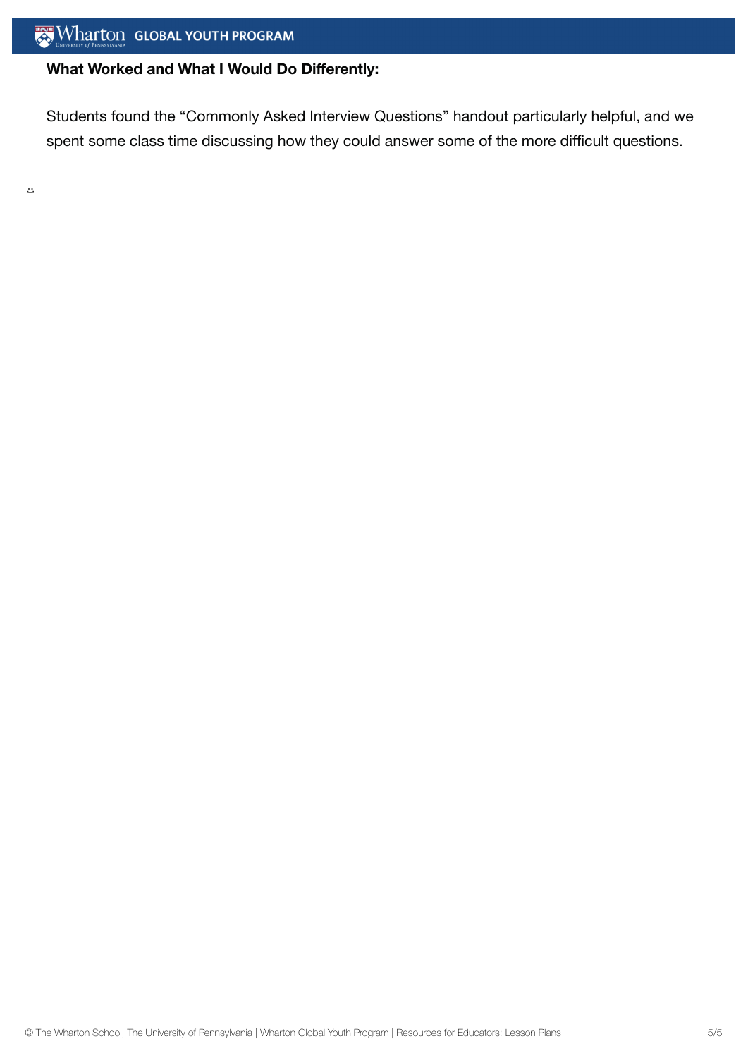**What Worked and What I Would Do Differently:**

Students found the “Commonly Asked Interview Questions” handout particularly helpful, and we spent some class time discussing how they could answer some of the more difficult questions.